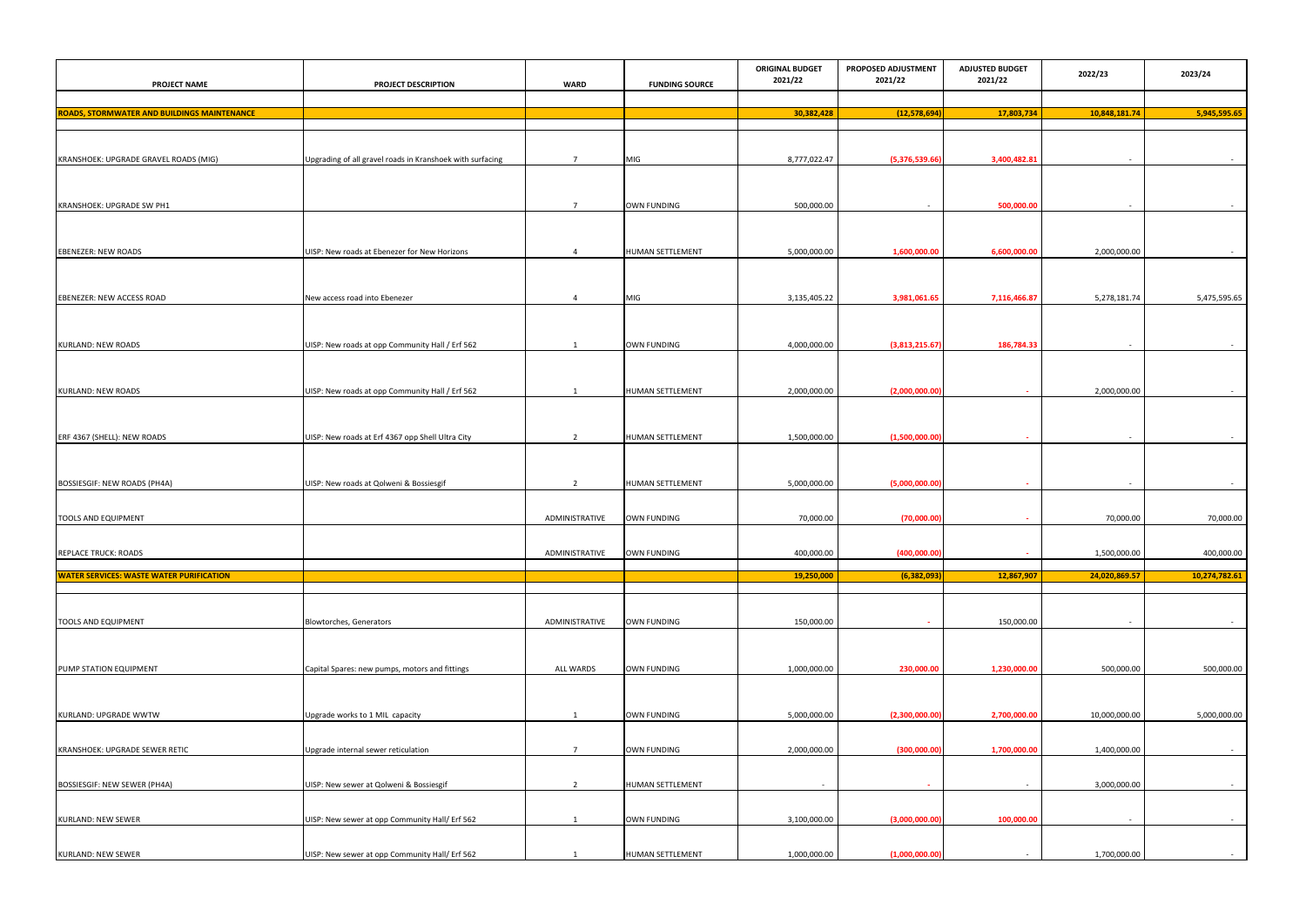| PROJECT NAME | PROJECT DESCRIPTION | WARD | FUNDING SOURCE | ORIGINAL BUDGET 2021/22 | PROPOSED ADJUSTMENT 2021/22 | ADJUSTED BUDGET 2021/22 | 2022/23 | 2023/24 |
|---|---|---|---|---|---|---|---|---|
| **ROADS, STORMWATER AND BUILDINGS MAINTENANCE** | | | | **30,382,428** | **(12,578,694)** | **17,803,734** | **10,848,181.74** | **5,945,595.65** |
| KRANSHOEK: UPGRADE GRAVEL ROADS (MIG) | Upgrading of all gravel roads in Kranshoek with surfacing | 7 | MIG | 8,777,022.47 | (5,376,539.66) | 3,400,482.81 | - | - |
| KRANSHOEK: UPGRADE SW PH1 | | 7 | OWN FUNDING | 500,000.00 | - | 500,000.00 | - | - |
| EBENEZER: NEW ROADS | UISP: New roads at Ebenezer for New Horizons | 4 | HUMAN SETTLEMENT | 5,000,000.00 | 1,600,000.00 | 6,600,000.00 | 2,000,000.00 | - |
| EBENEZER: NEW ACCESS ROAD | New access road into Ebenezer | 4 | MIG | 3,135,405.22 | 3,981,061.65 | 7,116,466.87 | 5,278,181.74 | 5,475,595.65 |
| KURLAND: NEW ROADS | UISP: New roads at opp Community Hall / Erf 562 | 1 | OWN FUNDING | 4,000,000.00 | (3,813,215.67) | 186,784.33 | - | - |
| KURLAND: NEW ROADS | UISP: New roads at opp Community Hall / Erf 562 | 1 | HUMAN SETTLEMENT | 2,000,000.00 | (2,000,000.00) | - | 2,000,000.00 | - |
| ERF 4367 (SHELL): NEW ROADS | UISP: New roads at Erf 4367 opp Shell Ultra City | 2 | HUMAN SETTLEMENT | 1,500,000.00 | (1,500,000.00) | - | - | - |
| BOSSIESGIF: NEW ROADS (PH4A) | UISP: New roads at Qolweni & Bossiesgif | 2 | HUMAN SETTLEMENT | 5,000,000.00 | (5,000,000.00) | - | - | - |
| TOOLS AND EQUIPMENT | | ADMINISTRATIVE | OWN FUNDING | 70,000.00 | (70,000.00) | - | 70,000.00 | 70,000.00 |
| REPLACE TRUCK: ROADS | | ADMINISTRATIVE | OWN FUNDING | 400,000.00 | (400,000.00) | - | 1,500,000.00 | 400,000.00 |
| **WATER SERVICES: WASTE WATER PURIFICATION** | | | | **19,250,000** | **(6,382,093)** | **12,867,907** | **24,020,869.57** | **10,274,782.61** |
| TOOLS AND EQUIPMENT | Blowtorches, Generators | ADMINISTRATIVE | OWN FUNDING | 150,000.00 | - | 150,000.00 | - | - |
| PUMP STATION EQUIPMENT | Capital Spares: new pumps, motors and fittings | ALL WARDS | OWN FUNDING | 1,000,000.00 | 230,000.00 | 1,230,000.00 | 500,000.00 | 500,000.00 |
| KURLAND: UPGRADE WWTW | Upgrade works to 1 MIL capacity | 1 | OWN FUNDING | 5,000,000.00 | (2,300,000.00) | 2,700,000.00 | 10,000,000.00 | 5,000,000.00 |
| KRANSHOEK: UPGRADE SEWER RETIC | Upgrade internal sewer reticulation | 7 | OWN FUNDING | 2,000,000.00 | (300,000.00) | 1,700,000.00 | 1,400,000.00 | - |
| BOSSIESGIF: NEW SEWER (PH4A) | UISP: New sewer at Qolweni & Bossiesgif | 2 | HUMAN SETTLEMENT | - | - | - | 3,000,000.00 | - |
| KURLAND: NEW SEWER | UISP: New sewer at opp Community Hall/ Erf 562 | 1 | OWN FUNDING | 3,100,000.00 | (3,000,000.00) | 100,000.00 | - | - |
| KURLAND: NEW SEWER | UISP: New sewer at opp Community Hall/ Erf 562 | 1 | HUMAN SETTLEMENT | 1,000,000.00 | (1,000,000.00) | - | 1,700,000.00 | - |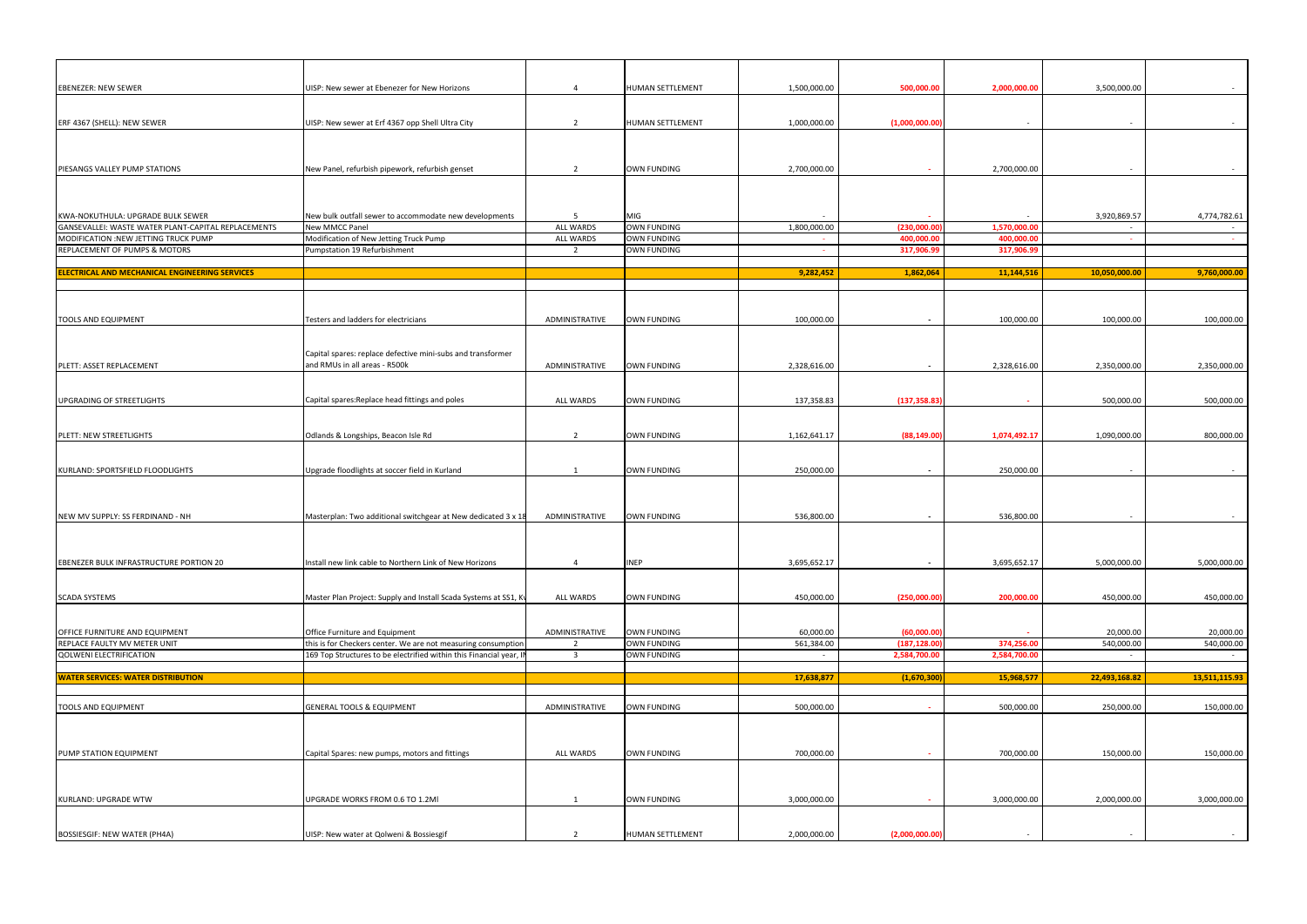| | | | | | | | | |
|---|---|---|---|---|---|---|---|---|
| EBENEZER: NEW SEWER | UISP: New sewer at Ebenezer for New Horizons | 4 | HUMAN SETTLEMENT | 1,500,000.00 | 500,000.00 | 2,000,000.00 | 3,500,000.00 | - |
| ERF 4367 (SHELL): NEW SEWER | UISP: New sewer at Erf 4367 opp Shell Ultra City | 2 | HUMAN SETTLEMENT | 1,000,000.00 | (1,000,000.00) | - | - | - |
| PIESANGS VALLEY PUMP STATIONS | New Panel, refurbish pipework, refurbish genset | 2 | OWN FUNDING | 2,700,000.00 | - | 2,700,000.00 | - | - |
| KWA-NOKUTHULA: UPGRADE BULK SEWER | New bulk outfall sewer to accommodate new developments | 5 | MIG | - | - | - | 3,920,869.57 | 4,774,782.61 |
| GANSEVALLEI: WASTE WATER PLANT-CAPITAL REPLACEMENTS | New MMCC Panel | ALL WARDS | OWN FUNDING | 1,800,000.00 | (230,000.00) | 1,570,000.00 | - | - |
| MODIFICATION :NEW JETTING TRUCK PUMP | Modification of New Jetting Truck Pump | ALL WARDS | OWN FUNDING | - | 400,000.00 | 400,000.00 | - | - |
| REPLACEMENT OF PUMPS & MOTORS | Pumpstation 19 Refurbishment | 2 | OWN FUNDING | - | 317,906.99 | 317,906.99 | | |
| **ELECTRICAL AND MECHANICAL ENGINEERING SERVICES** | | | | **9,282,452** | **1,862,064** | **11,144,516** | **10,050,000.00** | **9,760,000.00** |
| TOOLS AND EQUIPMENT | Testers and ladders for electricians | ADMINISTRATIVE | OWN FUNDING | 100,000.00 | - | 100,000.00 | 100,000.00 | 100,000.00 |
| PLETT: ASSET REPLACEMENT | Capital spares: replace defective mini-subs and transformer and RMUs in all areas - R500k | ADMINISTRATIVE | OWN FUNDING | 2,328,616.00 | - | 2,328,616.00 | 2,350,000.00 | 2,350,000.00 |
| UPGRADING OF STREETLIGHTS | Capital spares:Replace head fittings and poles | ALL WARDS | OWN FUNDING | 137,358.83 | (137,358.83) | - | 500,000.00 | 500,000.00 |
| PLETT: NEW STREETLIGHTS | Odlands & Longships, Beacon Isle Rd | 2 | OWN FUNDING | 1,162,641.17 | (88,149.00) | 1,074,492.17 | 1,090,000.00 | 800,000.00 |
| KURLAND: SPORTSFIELD FLOODLIGHTS | Upgrade floodlights at soccer field in Kurland | 1 | OWN FUNDING | 250,000.00 | - | 250,000.00 | - | - |
| NEW MV SUPPLY: SS FERDINAND - NH | Masterplan: Two additional switchgear at New dedicated 3 x 18 | ADMINISTRATIVE | OWN FUNDING | 536,800.00 | - | 536,800.00 | - | - |
| EBENEZER BULK INFRASTRUCTURE PORTION 20 | Install new link cable to Northern Link of New Horizons | 4 | INEP | 3,695,652.17 | - | 3,695,652.17 | 5,000,000.00 | 5,000,000.00 |
| SCADA SYSTEMS | Master Plan Project: Supply and Install Scada Systems at SS1, Kv | ALL WARDS | OWN FUNDING | 450,000.00 | (250,000.00) | 200,000.00 | 450,000.00 | 450,000.00 |
| OFFICE FURNITURE AND EQUIPMENT | Office Furniture and Equipment | ADMINISTRATIVE | OWN FUNDING | 60,000.00 | (60,000.00) | - | 20,000.00 | 20,000.00 |
| REPLACE FAULTY MV METER UNIT | this is for Checkers center. We are not measuring consumption | 2 | OWN FUNDING | 561,384.00 | (187,128.00) | 374,256.00 | 540,000.00 | 540,000.00 |
| QOLWENI ELECTRIFICATION | 169 Top Structures to be electrified within this Financial year, I | 3 | OWN FUNDING | - | 2,584,700.00 | 2,584,700.00 | - | - |
| **WATER SERVICES: WATER DISTRIBUTION** | | | | **17,638,877** | **(1,670,300)** | **15,968,577** | **22,493,168.82** | **13,511,115.93** |
| TOOLS AND EQUIPMENT | GENERAL TOOLS & EQUIPMENT | ADMINISTRATIVE | OWN FUNDING | 500,000.00 | - | 500,000.00 | 250,000.00 | 150,000.00 |
| PUMP STATION EQUIPMENT | Capital Spares: new pumps, motors and fittings | ALL WARDS | OWN FUNDING | 700,000.00 | - | 700,000.00 | 150,000.00 | 150,000.00 |
| KURLAND: UPGRADE WTW | UPGRADE WORKS FROM 0.6 TO 1.2Ml | 1 | OWN FUNDING | 3,000,000.00 | - | 3,000,000.00 | 2,000,000.00 | 3,000,000.00 |
| BOSSIESGIF: NEW WATER (PH4A) | UISP: New water at Qolweni & Bossiesgif | 2 | HUMAN SETTLEMENT | 2,000,000.00 | (2,000,000.00) | - | - | - |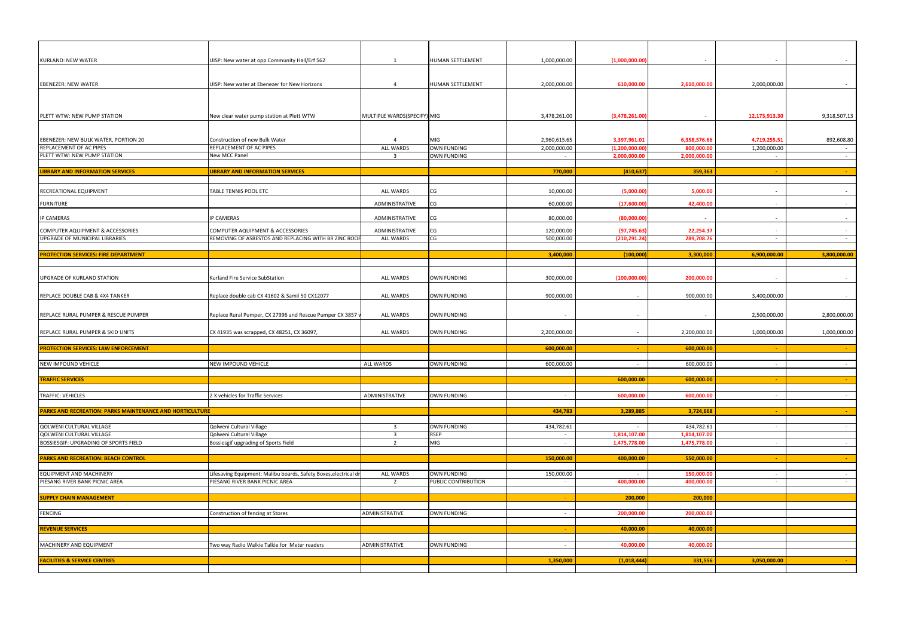| | | | | | | | | |
|---|---|---|---|---|---|---|---|---|
| KURLAND: NEW WATER | UISP: New water at opp Community Hall/Erf 562 | 1 | HUMAN SETTLEMENT | 1,000,000.00 | (1,000,000.00) | - | - | - |
| EBENEZER: NEW WATER | UISP: New water at Ebenezer for New Horizons | 4 | HUMAN SETTLEMENT | 2,000,000.00 | 610,000.00 | 2,610,000.00 | 2,000,000.00 | - |
| PLETT WTW: NEW PUMP STATION | New clear water pump station at Plett WTW | MULTIPLE WARDS(SPECIFY) | MIG | 3,478,261.00 | (3,478,261.00) | - | 12,173,913.30 | 9,318,507.13 |
| EBENEZER: NEW BULK WATER, PORTION 20 | Construction of new Bulk Water | 4 | MIG | 2,960,615.65 | 3,397,961.01 | 6,358,576.66 | 4,719,255.51 | 892,608.80 |
| REPLACEMENT OF AC PIPES | REPLACEMENT OF AC PIPES | ALL WARDS | OWN FUNDING | 2,000,000.00 | (1,200,000.00) | 800,000.00 | 1,200,000.00 | - |
| PLETT WTW: NEW PUMP STATION | New MCC Panel | 3 | OWN FUNDING | - | 2,000,000.00 | 2,000,000.00 | - | - |
| **LIBRARY AND INFORMATION SERVICES** | **LIBRARY AND INFORMATION SERVICES** | | | **770,000** | **(410,637)** | **359,363** | - | - |
| RECREATIONAL EQUIPMENT | TABLE TENNIS POOL ETC | ALL WARDS | CG | 10,000.00 | (5,000.00) | 5,000.00 | - | - |
| FURNITURE | | ADMINISTRATIVE | CG | 60,000.00 | (17,600.00) | 42,400.00 | - | - |
| IP CAMERAS | IP CAMERAS | ADMINISTRATIVE | CG | 80,000.00 | (80,000.00) | - | - | - |
| COMPUTER AQUIPMENT & ACCESSORIES | COMPUTER AQUIPMENT & ACCESSORIES | ADMINISTRATIVE | CG | 120,000.00 | (97,745.63) | 22,254.37 | - | - |
| UPGRADE OF MUNICIPAL LIBRARIES | REMOVING OF ASBESTOS AND REPLACING WITH BR ZINC ROOF | ALL WARDS | CG | 500,000.00 | (210,291.24) | 289,708.76 | - | - |
| **PROTECTION SERVICES: FIRE DEPARTMENT** | | | | **3,400,000** | **(100,000)** | **3,300,000** | **6,900,000.00** | **3,800,000.00** |
| UPGRADE OF KURLAND STATION | Kurland Fire Service SubStation | ALL WARDS | OWN FUNDING | 300,000.00 | (100,000.00) | 200,000.00 | - | - |
| REPLACE DOUBLE CAB & 4X4 TANKER | Replace double cab CX 41602 & Samil 50 CX12077 | ALL WARDS | OWN FUNDING | 900,000.00 | - | 900,000.00 | 3,400,000.00 | - |
| REPLACE RURAL PUMPER & RESCUE PUMPER | Replace Rural Pumper, CX 27996 and Rescue Pumper CX 3857 v | ALL WARDS | OWN FUNDING | - | - | - | 2,500,000.00 | 2,800,000.00 |
| REPLACE RURAL PUMPER & SKID UNITS | CX 41935 was scrapped, CX 48251, CX 36097, | ALL WARDS | OWN FUNDING | 2,200,000.00 | - | 2,200,000.00 | 1,000,000.00 | 1,000,000.00 |
| **PROTECTION SERVICES: LAW ENFORCEMENT** | | | | **600,000.00** | - | **600,000.00** | - | - |
| NEW IMPOUND VEHICLE | NEW IMPOUND VEHICLE | ALL WARDS | OWN FUNDING | 600,000.00 | - | 600,000.00 | - | - |
| **TRAFFIC SERVICES** | | | | | **600,000.00** | **600,000.00** | - | - |
| TRAFFIC: VEHICLES | 2 X vehicles for Traffic Services | ADMINISTRATIVE | OWN FUNDING | - | 600,000.00 | 600,000.00 | - | - |
| **PARKS AND RECREATION: PARKS MAINTENANCE AND HORTICULTURE** | | | | **434,783** | **3,289,885** | **3,724,668** | - | - |
| QOLWENI CULTURAL VILLAGE | Qolweni Cultural Village | 3 | OWN FUNDING | 434,782.61 | - | 434,782.61 | - | - |
| QOLWENI CULTURAL VILLAGE | Qolweni Cultural Village | 3 | RSEP | - | 1,814,107.00 | 1,814,107.00 | | |
| BOSSIESGIF: UPGRADING OF SPORTS FIELD | Bossiesgif upgrading of Sports Field | 2 | MIG | - | 1,475,778.00 | 1,475,778.00 | - | - |
| **PARKS AND RECREATION: BEACH CONTROL** | | | | **150,000.00** | **400,000.00** | **550,000.00** | - | - |
| EQUIPMENT AND MACHINERY | Lifesaving Equipment: Malibu boards, Safety Boxes,electrical dr | ALL WARDS | OWN FUNDING | 150,000.00 | - | 150,000.00 | - | - |
| PIESANG RIVER BANK PICNIC AREA | PIESANG RIVER BANK PICNIC AREA | 2 | PUBLIC CONTRIBUTION | - | 400,000.00 | 400,000.00 | - | - |
| **SUPPLY CHAIN MANAGEMENT** | | | | - | **200,000** | **200,000** | | |
| FENCING | Construction of fencing at Stores | ADMINISTRATIVE | OWN FUNDING | - | 200,000.00 | 200,000.00 | | |
| **REVENUE SERVICES** | | | | - | **40,000.00** | **40,000.00** | | |
| MACHINERY AND EQUIPMENT | Two way Radio Walkie Talkie for Meter readers | ADMINISTRATIVE | OWN FUNDING | - | 40,000.00 | 40,000.00 | | |
| **FACILITIES & SERVICE CENTRES** | | | | **1,350,000** | **(1,018,444)** | **331,556** | **3,050,000.00** | - |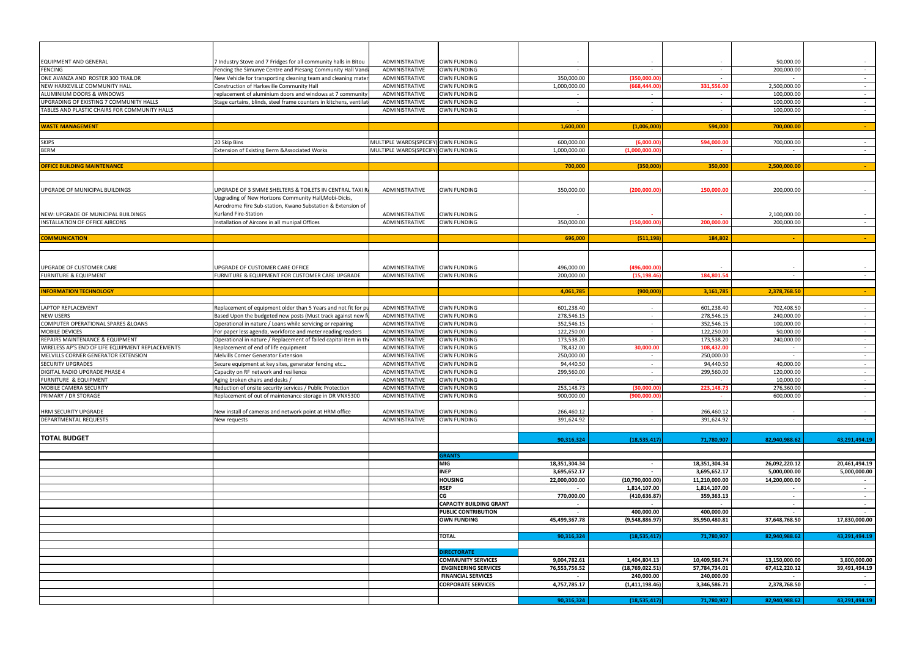| | | | | | | | | |
|---|---|---|---|---|---|---|---|---|
| EQUIPMENT AND GENERAL | 7 Industry Stove and 7 Fridges for all community halls in Bitou | ADMINISTRATIVE | OWN FUNDING | - | - | - | 50,000.00 | - |
| FENCING | Fencing the Simunye Centre and Piesang Community Hall Vand | ADMINISTRATIVE | OWN FUNDING | - | - | - | 200,000.00 | - |
| ONE AVANZA AND ROSTER 300 TRAILOR | New Vehicle for transporting cleaning team and cleaning mater | ADMINISTRATIVE | OWN FUNDING | 350,000.00 | (350,000.00) | - | - | - |
| NEW HARKEVILLE COMMUNITY HALL | Construction of Harkeville Community Hall | ADMINISTRATIVE | OWN FUNDING | 1,000,000.00 | (668,444.00) | 331,556.00 | 2,500,000.00 | - |
| ALUMINIUM DOORS & WINDOWS | replacement of aluminium doors and windows at 7 community | ADMINISTRATIVE | OWN FUNDING | - | - | - | 100,000.00 | - |
| UPGRADING OF EXISTING 7 COMMUNITY HALLS | Stage curtains, blinds, steel frame counters in kitchens, ventilat | ADMINISTRATIVE | OWN FUNDING | - | - | - | 100,000.00 | - |
| TABLES AND PLASTIC CHAIRS FOR COMMUNITY HALLS | | ADMINISTRATIVE | OWN FUNDING | - | - | - | 100,000.00 | - |
| **WASTE MANAGEMENT** | | | | **1,600,000** | **(1,006,000)** | **594,000** | **700,000.00** | **-** |
| SKIPS | 20 Skip Bins | MULTIPLE WARDS(SPECIFY) | OWN FUNDING | 600,000.00 | (6,000.00) | 594,000.00 | 700,000.00 | - |
| BERM | Extension of Existing Berm &Associated Works | MULTIPLE WARDS(SPECIFY) | OWN FUNDING | 1,000,000.00 | (1,000,000.00) | - | - | - |
| **OFFICE BUILDING MAINTENANCE** | | | | **700,000** | **(350,000)** | **350,000** | **2,500,000.00** | **-** |
| UPGRADE OF MUNICIPAL BUILDINGS | UPGRADE OF 3 SMME SHELTERS & TOILETS IN CENTRAL TAXI R | ADMINISTRATIVE | OWN FUNDING | 350,000.00 | (200,000.00) | 150,000.00 | 200,000.00 | - |
| NEW: UPGRADE OF MUNICIPAL BUILDINGS | Upgrading of New Horizons Community Hall,Mobi-Dicks, Aerodrome Fire Sub-station, Kwano Substation & Extension of Kurland Fire-Station | ADMINISTRATIVE | OWN FUNDING | - | - | - | 2,100,000.00 | - |
| INSTALLATION OF OFFICE AIRCONS | Installation of Aircons in all munipal Offices | ADMINISTRATIVE | OWN FUNDING | 350,000.00 | (150,000.00) | 200,000.00 | 200,000.00 | - |
| **COMMUNICATION** | | | | **696,000** | **(511,198)** | **184,802** | **-** | **-** |
| UPGRADE OF CUSTOMER CARE | UPGRADE OF CUSTOMER CARE OFFICE | ADMINISTRATIVE | OWN FUNDING | 496,000.00 | (496,000.00) | - | - | - |
| FURNITURE & EQUIPMENT | FURNITURE & EQUIPMENT FOR CUSTOMER CARE UPGRADE | ADMINISTRATIVE | OWN FUNDING | 200,000.00 | (15,198.46) | 184,801.54 | - | - |
| **INFORMATION TECHNOLOGY** | | | | **4,061,785** | **(900,000)** | **3,161,785** | **2,378,768.50** | **-** |
| LAPTOP REPLACEMENT | Replacement of equipment older than 5 Years and not fit for pu | ADMINISTRATIVE | OWN FUNDING | 601,238.40 | - | 601,238.40 | 702,408.50 | - |
| NEW USERS | Based Upon the budgeted new posts (Must track against new f | ADMINISTRATIVE | OWN FUNDING | 278,546.15 | - | 278,546.15 | 240,000.00 | - |
| COMPUTER OPERATIONAL SPARES &LOANS | Operational in nature / Loans while servicing or repairing | ADMINISTRATIVE | OWN FUNDING | 352,546.15 | - | 352,546.15 | 100,000.00 | - |
| MOBILE DEVICES | For paper less agenda, workforce and meter reading readers | ADMINISTRATIVE | OWN FUNDING | 122,250.00 | - | 122,250.00 | 50,000.00 | - |
| REPAIRS MAINTENANCE & EQUIPMENT | Operational in nature / Replacement of failed capital item in th | ADMINISTRATIVE | OWN FUNDING | 173,538.20 | - | 173,538.20 | 240,000.00 | - |
| WIRELESS AP'S END OF LIFE EQUIPMENT REPLACEMENTS | Replacement of end of life equipment | ADMINISTRATIVE | OWN FUNDING | 78,432.00 | 30,000.00 | 108,432.00 | - | - |
| MELVILLS CORNER GENERATOR EXTENSION | Melvills Corner Generator Extension | ADMINISTRATIVE | OWN FUNDING | 250,000.00 | - | 250,000.00 | - | - |
| SECURITY UPGRADES | Secure equipment at key sites, generator fencing etc... | ADMINISTRATIVE | OWN FUNDING | 94,440.50 | - | 94,440.50 | 40,000.00 | - |
| DIGITAL RADIO UPGRADE PHASE 4 | Capacity on RF network and resilience | ADMINISTRATIVE | OWN FUNDING | 299,560.00 | - | 299,560.00 | 120,000.00 | - |
| FURNITURE & EQUIPMENT | Aging broken chairs and desks / | ADMINISTRATIVE | OWN FUNDING | - | - | - | 10,000.00 | - |
| MOBILE CAMERA SECURITY | Reduction of onsite security services / Public Protection | ADMINISTRATIVE | OWN FUNDING | 253,148.73 | (30,000.00) | 223,148.73 | 276,360.00 | - |
| PRIMARY / DR STORAGE | Replacement of out of maintenance storage in DR VNX5300 | ADMINISTRATIVE | OWN FUNDING | 900,000.00 | (900,000.00) | - | 600,000.00 | - |
| HRM SECURITY UPGRADE | New install of cameras and network point at HRM office | ADMINISTRATIVE | OWN FUNDING | 266,460.12 | - | 266,460.12 | - | - |
| DEPARTMENTAL REQUESTS | New requests | ADMINISTRATIVE | OWN FUNDING | 391,624.92 | - | 391,624.92 | - | - |
| **TOTAL BUDGET** | | | | **90,316,324** | **(18,535,417)** | **71,780,907** | **82,940,988.62** | **43,291,494.19** |
| | | | **GRANTS** | | | | | |
| | | | **MIG** | **18,351,304.34** | **-** | **18,351,304.34** | **26,092,220.12** | **20,461,494.19** |
| | | | **INEP** | **3,695,652.17** | **-** | **3,695,652.17** | **5,000,000.00** | **5,000,000.00** |
| | | | **HOUSING** | **22,000,000.00** | **(10,790,000.00)** | **11,210,000.00** | **14,200,000.00** | **-** |
| | | | **RSEP** | **-** | **1,814,107.00** | **1,814,107.00** | **-** | **-** |
| | | | **CG** | **770,000.00** | **(410,636.87)** | **359,363.13** | **-** | **-** |
| | | | **CAPACITY BUILDING GRANT** | **-** | | | | |
| | | | **PUBLIC CONTRIBUTION** | **-** | **400,000.00** | **400,000.00** | **-** | **-** |
| | | | **OWN FUNDING** | **45,499,367.78** | **(9,548,886.97)** | **35,950,480.81** | **37,648,768.50** | **17,830,000.00** |
| | | | **TOTAL** | **90,316,324** | **(18,535,417)** | **71,780,907** | **82,940,988.62** | **43,291,494.19** |
| | | | **DIRECTORATE** | | | | | |
| | | | **COMMUNITY SERVICES** | **9,004,782.61** | **1,404,804.13** | **10,409,586.74** | **13,150,000.00** | **3,800,000.00** |
| | | | **ENGINEERING SERVICES** | **76,553,756.52** | **(18,769,022.51)** | **57,784,734.01** | **67,412,220.12** | **39,491,494.19** |
| | | | **FINANCIAL SERVICES** | **-** | **240,000.00** | **240,000.00** | **-** | **-** |
| | | | **CORPORATE SERVICES** | **4,757,785.17** | **(1,411,198.46)** | **3,346,586.71** | **2,378,768.50** | **-** |
| | | | | **90,316,324** | **(18,535,417)** | **71,780,907** | **82,940,988.62** | **43,291,494.19** |